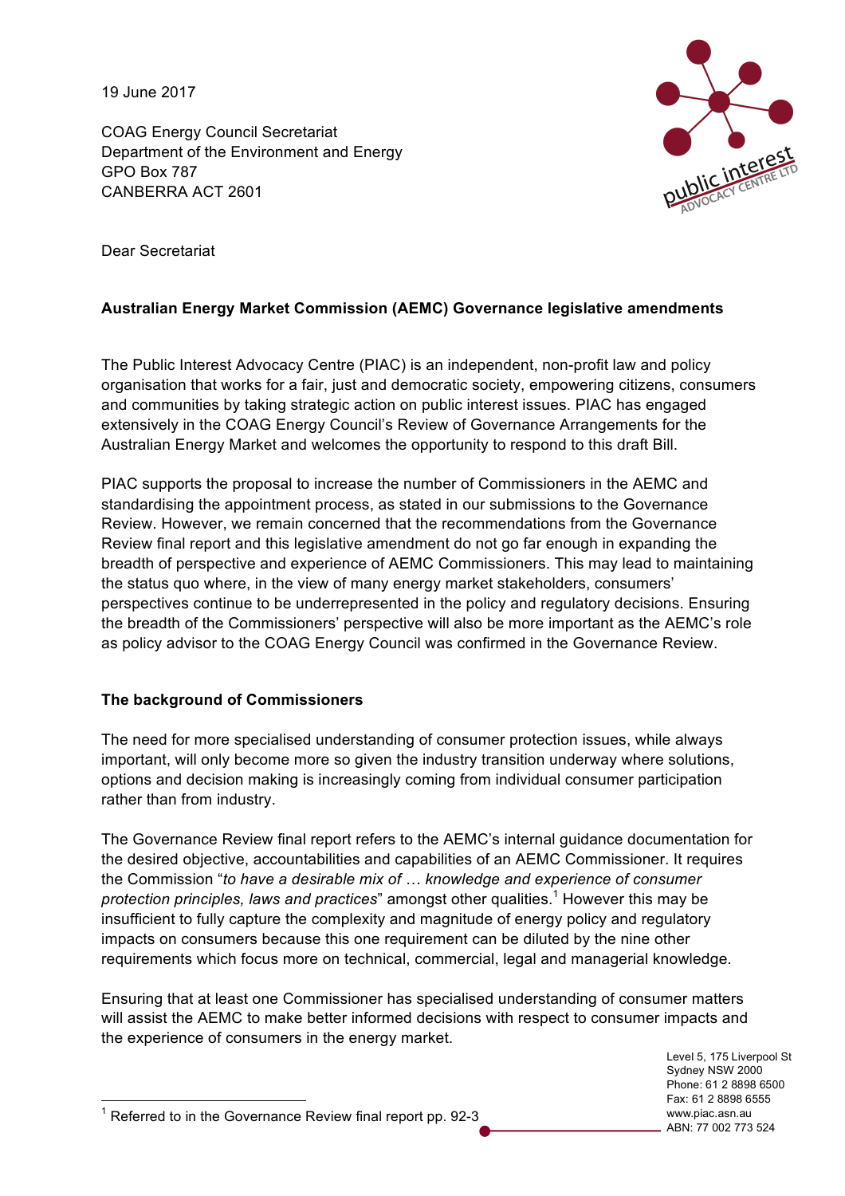19 June 2017

COAG Energy Council Secretariat
Department of the Environment and Energy
GPO Box 787
CANBERRA ACT 2601

Dear Secretariat

**Australian Energy Market Commission (AEMC) Governance legislative amendments**

The Public Interest Advocacy Centre (PIAC) is an independent, non-profit law and policy organisation that works for a fair, just and democratic society, empowering citizens, consumers and communities by taking strategic action on public interest issues. PIAC has engaged extensively in the COAG Energy Council's Review of Governance Arrangements for the Australian Energy Market and welcomes the opportunity to respond to this draft Bill.

PIAC supports the proposal to increase the number of Commissioners in the AEMC and standardising the appointment process, as stated in our submissions to the Governance Review. However, we remain concerned that the recommendations from the Governance Review final report and this legislative amendment do not go far enough in expanding the breadth of perspective and experience of AEMC Commissioners. This may lead to maintaining the status quo where, in the view of many energy market stakeholders, consumers' perspectives continue to be underrepresented in the policy and regulatory decisions. Ensuring the breadth of the Commissioners' perspective will also be more important as the AEMC's role as policy advisor to the COAG Energy Council was confirmed in the Governance Review.

**The background of Commissioners**

The need for more specialised understanding of consumer protection issues, while always important, will only become more so given the industry transition underway where solutions, options and decision making is increasingly coming from individual consumer participation rather than from industry.

The Governance Review final report refers to the AEMC's internal guidance documentation for the desired objective, accountabilities and capabilities of an AEMC Commissioner. It requires the Commission "*to have a desirable mix of … knowledge and experience of consumer protection principles, laws and practices*" amongst other qualities.[1] However this may be insufficient to fully capture the complexity and magnitude of energy policy and regulatory impacts on consumers because this one requirement can be diluted by the nine other requirements which focus more on technical, commercial, legal and managerial knowledge.

Ensuring that at least one Commissioner has specialised understanding of consumer matters will assist the AEMC to make better informed decisions with respect to consumer impacts and the experience of consumers in the energy market.

Level 5, 175 Liverpool St
Sydney NSW 2000
Phone: 61 2 8898 6500
Fax: 61 2 8898 6555
www.piac.asn.au
ABN: 77 002 773 524

[1] Referred to in the Governance Review final report pp. 92-3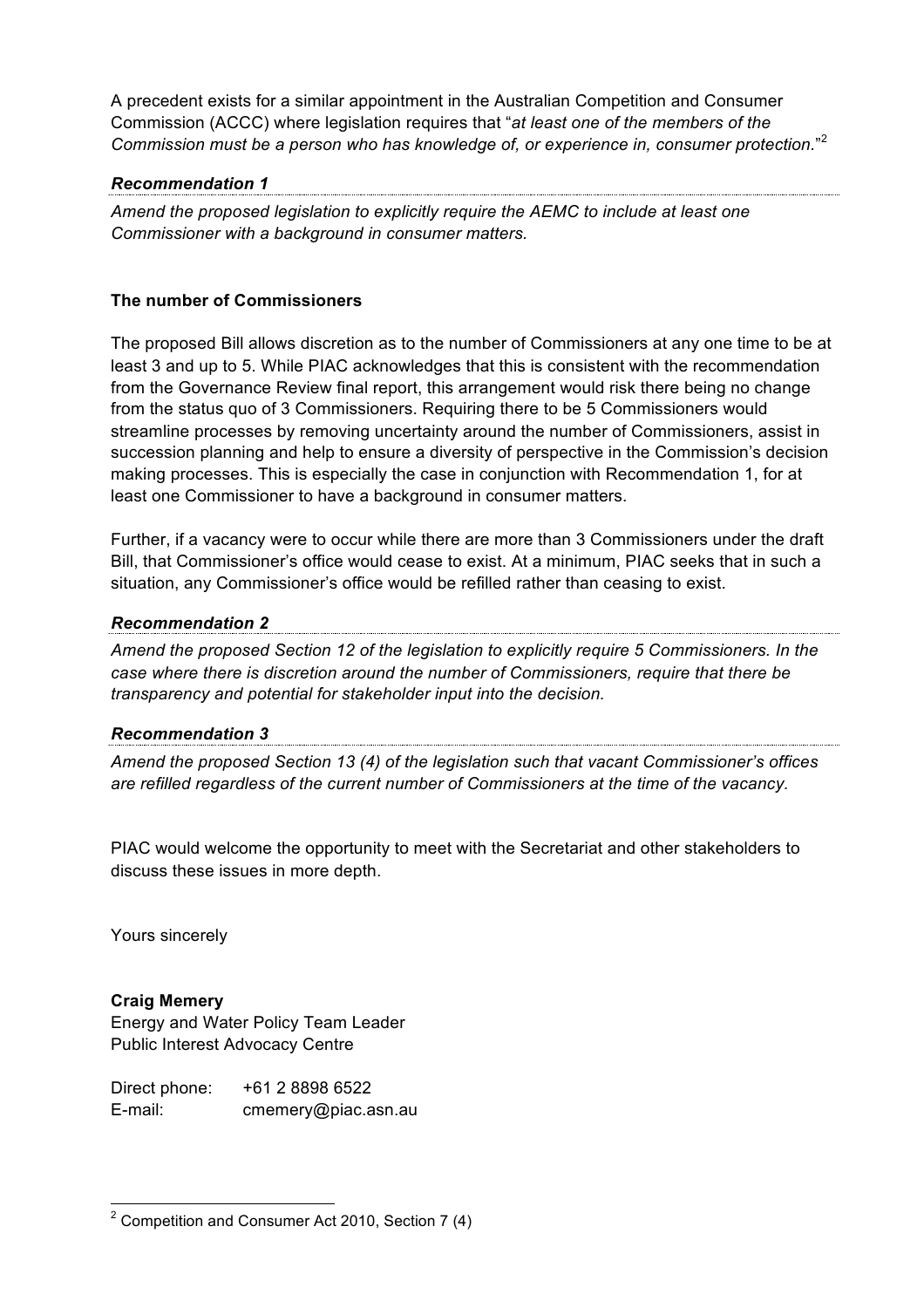A precedent exists for a similar appointment in the Australian Competition and Consumer Commission (ACCC) where legislation requires that "*at least one of the members of the Commission must be a person who has knowledge of, or experience in, consumer protection*."[2]

***Recommendation 1***

*Amend the proposed legislation to explicitly require the AEMC to include at least one Commissioner with a background in consumer matters.*

**The number of Commissioners**

The proposed Bill allows discretion as to the number of Commissioners at any one time to be at least 3 and up to 5. While PIAC acknowledges that this is consistent with the recommendation from the Governance Review final report, this arrangement would risk there being no change from the status quo of 3 Commissioners. Requiring there to be 5 Commissioners would streamline processes by removing uncertainty around the number of Commissioners, assist in succession planning and help to ensure a diversity of perspective in the Commission's decision making processes. This is especially the case in conjunction with Recommendation 1, for at least one Commissioner to have a background in consumer matters.

Further, if a vacancy were to occur while there are more than 3 Commissioners under the draft Bill, that Commissioner's office would cease to exist. At a minimum, PIAC seeks that in such a situation, any Commissioner's office would be refilled rather than ceasing to exist.

***Recommendation 2***

*Amend the proposed Section 12 of the legislation to explicitly require 5 Commissioners. In the case where there is discretion around the number of Commissioners, require that there be transparency and potential for stakeholder input into the decision.*

***Recommendation 3***

*Amend the proposed Section 13 (4) of the legislation such that vacant Commissioner's offices are refilled regardless of the current number of Commissioners at the time of the vacancy.*

PIAC would welcome the opportunity to meet with the Secretariat and other stakeholders to discuss these issues in more depth.

Yours sincerely

**Craig Memery**
Energy and Water Policy Team Leader
Public Interest Advocacy Centre

Direct phone: +61 2 8898 6522
E-mail: cmemery@piac.asn.au

[2] Competition and Consumer Act 2010, Section 7 (4)